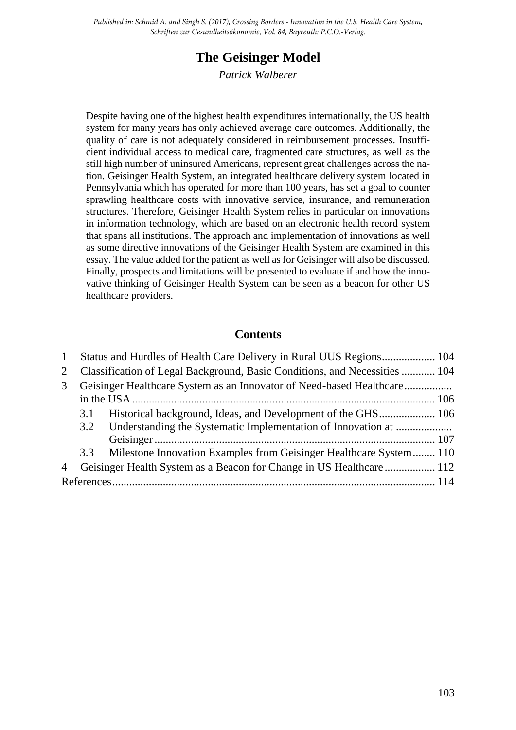*Published in: Schmid A. and Singh S. (2017), Crossing Borders - Innovation in the U.S. Health Care System, Schriften zur Gesundheitsökonomie, Vol. 84, Bayreuth: P.C.O.-Verlag.*

# The Geisinger Model

*Patrick Walberer*

Despite having one of the highest health expenditures internationally, the US health system for many years has only achieved average care outcomes. Additionally, the quality of care is not adequately considered in reimbursement processes. Insufficient individual access to medical care, fragmented care structures, as well as the still high number of uninsured Americans, represent great challenges across the nation. Geisinger Health System, an integrated healthcare delivery system located in Pennsylvania which has operated for more than 100 years, has set a goal to counter sprawling healthcare costs with innovative service, insurance, and remuneration structures. Therefore, Geisinger Health System relies in particular on innovations in information technology, which are based on an electronic health record system that spans all institutions. The approach and implementation of innovations as well as some directive innovations of the Geisinger Health System are examined in this essay. The value added for the patient as well as for Geisinger will also be discussed. Finally, prospects and limitations will be presented to evaluate if and how the innovative thinking of Geisinger Health System can be seen as a beacon for other US healthcare providers.

## Contents

1 Status and Hurdles of Health Care Delivery in Rural UUS Regions ... 104
2 Classification of Legal Background, Basic Conditions, and Necessities ... 104
3 Geisinger Healthcare System as an Innovator of Need-based Healthcare in the USA ... 106
  3.1 Historical background, Ideas, and Development of the GHS ... 106
  3.2 Understanding the Systematic Implementation of Innovation at Geisinger ... 107
  3.3 Milestone Innovation Examples from Geisinger Healthcare System ... 110
4 Geisinger Health System as a Beacon for Change in US Healthcare ... 112
References ... 114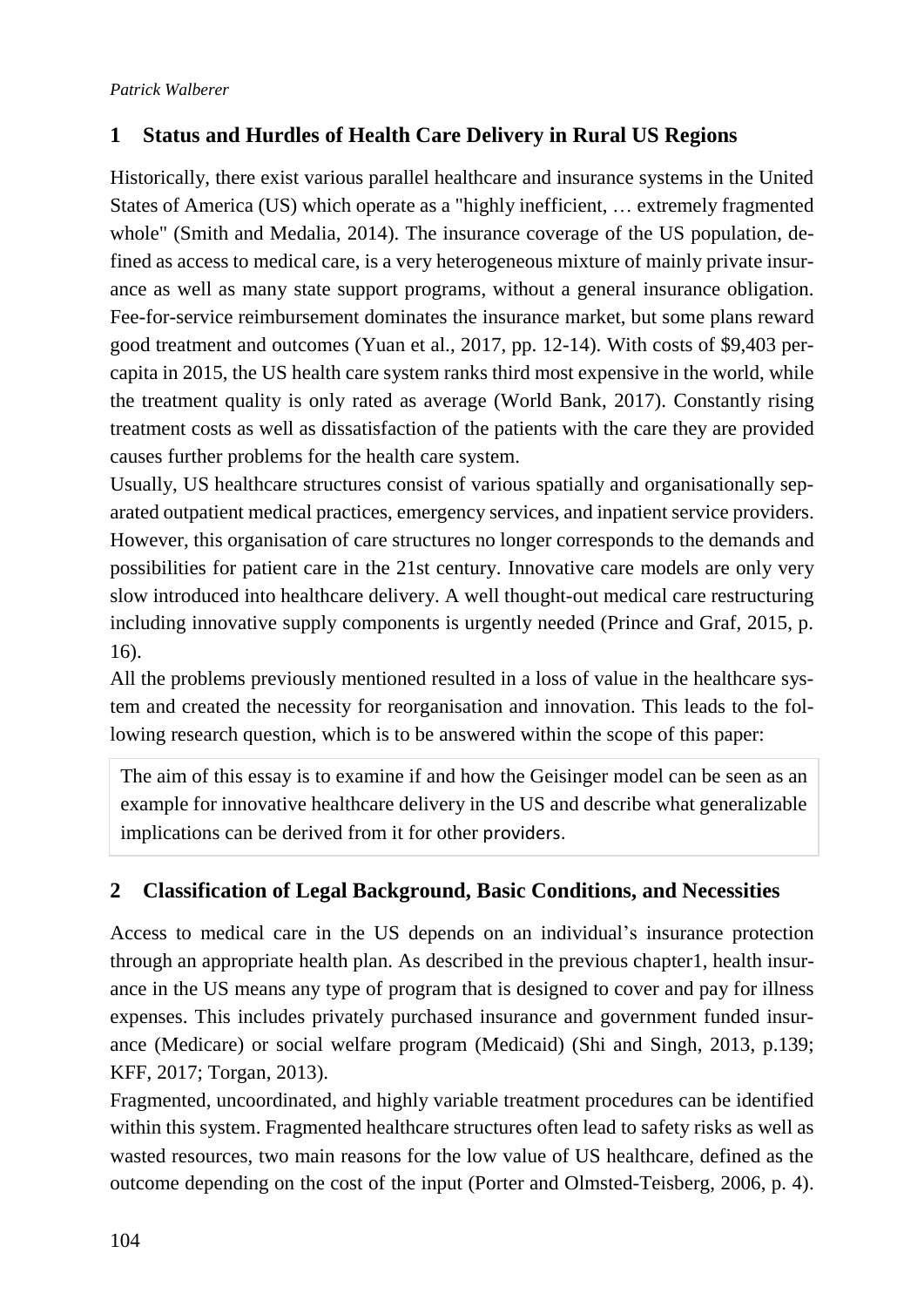## 1 Status and Hurdles of Health Care Delivery in Rural US Regions

Historically, there exist various parallel healthcare and insurance systems in the United States of America (US) which operate as a "highly inefficient, … extremely fragmented whole" (Smith and Medalia, 2014). The insurance coverage of the US population, defined as access to medical care, is a very heterogeneous mixture of mainly private insurance as well as many state support programs, without a general insurance obligation. Fee-for-service reimbursement dominates the insurance market, but some plans reward good treatment and outcomes (Yuan et al., 2017, pp. 12-14). With costs of $9,403 per-capita in 2015, the US health care system ranks third most expensive in the world, while the treatment quality is only rated as average (World Bank, 2017). Constantly rising treatment costs as well as dissatisfaction of the patients with the care they are provided causes further problems for the health care system.

Usually, US healthcare structures consist of various spatially and organisationally separated outpatient medical practices, emergency services, and inpatient service providers. However, this organisation of care structures no longer corresponds to the demands and possibilities for patient care in the 21st century. Innovative care models are only very slow introduced into healthcare delivery. A well thought-out medical care restructuring including innovative supply components is urgently needed (Prince and Graf, 2015, p. 16).

All the problems previously mentioned resulted in a loss of value in the healthcare system and created the necessity for reorganisation and innovation. This leads to the following research question, which is to be answered within the scope of this paper:

> The aim of this essay is to examine if and how the Geisinger model can be seen as an example for innovative healthcare delivery in the US and describe what generalizable implications can be derived from it for other providers.

## 2 Classification of Legal Background, Basic Conditions, and Necessities

Access to medical care in the US depends on an individual's insurance protection through an appropriate health plan. As described in the previous chapter1, health insurance in the US means any type of program that is designed to cover and pay for illness expenses. This includes privately purchased insurance and government funded insurance (Medicare) or social welfare program (Medicaid) (Shi and Singh, 2013, p.139; KFF, 2017; Torgan, 2013).

Fragmented, uncoordinated, and highly variable treatment procedures can be identified within this system. Fragmented healthcare structures often lead to safety risks as well as wasted resources, two main reasons for the low value of US healthcare, defined as the outcome depending on the cost of the input (Porter and Olmsted-Teisberg, 2006, p. 4).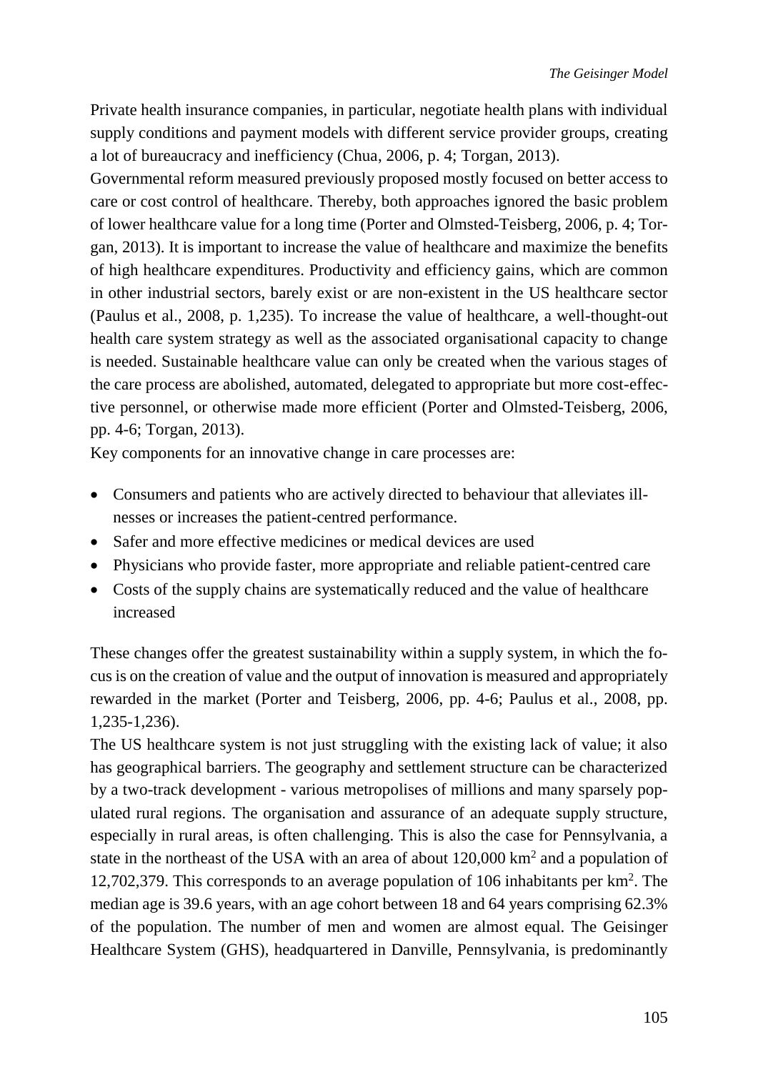Private health insurance companies, in particular, negotiate health plans with individual supply conditions and payment models with different service provider groups, creating a lot of bureaucracy and inefficiency (Chua, 2006, p. 4; Torgan, 2013).

Governmental reform measured previously proposed mostly focused on better access to care or cost control of healthcare. Thereby, both approaches ignored the basic problem of lower healthcare value for a long time (Porter and Olmsted-Teisberg, 2006, p. 4; Torgan, 2013). It is important to increase the value of healthcare and maximize the benefits of high healthcare expenditures. Productivity and efficiency gains, which are common in other industrial sectors, barely exist or are non-existent in the US healthcare sector (Paulus et al., 2008, p. 1,235). To increase the value of healthcare, a well-thought-out health care system strategy as well as the associated organisational capacity to change is needed. Sustainable healthcare value can only be created when the various stages of the care process are abolished, automated, delegated to appropriate but more cost-effective personnel, or otherwise made more efficient (Porter and Olmsted-Teisberg, 2006, pp. 4-6; Torgan, 2013).

Key components for an innovative change in care processes are:

- Consumers and patients who are actively directed to behaviour that alleviates illnesses or increases the patient-centred performance.
- Safer and more effective medicines or medical devices are used
- Physicians who provide faster, more appropriate and reliable patient-centred care
- Costs of the supply chains are systematically reduced and the value of healthcare increased

These changes offer the greatest sustainability within a supply system, in which the focus is on the creation of value and the output of innovation is measured and appropriately rewarded in the market (Porter and Teisberg, 2006, pp. 4-6; Paulus et al., 2008, pp. 1,235-1,236).

The US healthcare system is not just struggling with the existing lack of value; it also has geographical barriers. The geography and settlement structure can be characterized by a two-track development - various metropolises of millions and many sparsely populated rural regions. The organisation and assurance of an adequate supply structure, especially in rural areas, is often challenging. This is also the case for Pennsylvania, a state in the northeast of the USA with an area of about 120,000 km$^2$ and a population of 12,702,379. This corresponds to an average population of 106 inhabitants per km$^2$. The median age is 39.6 years, with an age cohort between 18 and 64 years comprising 62.3% of the population. The number of men and women are almost equal. The Geisinger Healthcare System (GHS), headquartered in Danville, Pennsylvania, is predominantly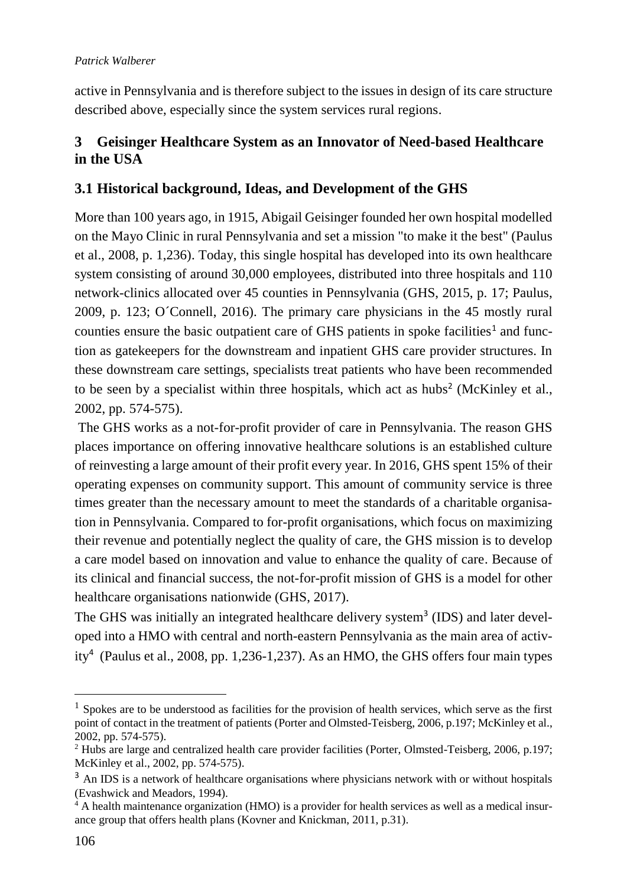active in Pennsylvania and is therefore subject to the issues in design of its care structure described above, especially since the system services rural regions.

# 3 Geisinger Healthcare System as an Innovator of Need-based Healthcare in the USA

## 3.1 Historical background, Ideas, and Development of the GHS

More than 100 years ago, in 1915, Abigail Geisinger founded her own hospital modelled on the Mayo Clinic in rural Pennsylvania and set a mission "to make it the best" (Paulus et al., 2008, p. 1,236). Today, this single hospital has developed into its own healthcare system consisting of around 30,000 employees, distributed into three hospitals and 110 network-clinics allocated over 45 counties in Pennsylvania (GHS, 2015, p. 17; Paulus, 2009, p. 123; O´Connell, 2016). The primary care physicians in the 45 mostly rural counties ensure the basic outpatient care of GHS patients in spoke facilities[1] and function as gatekeepers for the downstream and inpatient GHS care provider structures. In these downstream care settings, specialists treat patients who have been recommended to be seen by a specialist within three hospitals, which act as hubs[2] (McKinley et al., 2002, pp. 574-575).

The GHS works as a not-for-profit provider of care in Pennsylvania. The reason GHS places importance on offering innovative healthcare solutions is an established culture of reinvesting a large amount of their profit every year. In 2016, GHS spent 15% of their operating expenses on community support. This amount of community service is three times greater than the necessary amount to meet the standards of a charitable organisation in Pennsylvania. Compared to for-profit organisations, which focus on maximizing their revenue and potentially neglect the quality of care, the GHS mission is to develop a care model based on innovation and value to enhance the quality of care. Because of its clinical and financial success, the not-for-profit mission of GHS is a model for other healthcare organisations nationwide (GHS, 2017).

The GHS was initially an integrated healthcare delivery system[3] (IDS) and later developed into a HMO with central and north-eastern Pennsylvania as the main area of activity[4] (Paulus et al., 2008, pp. 1,236-1,237). As an HMO, the GHS offers four main types

[1] Spokes are to be understood as facilities for the provision of health services, which serve as the first point of contact in the treatment of patients (Porter and Olmsted-Teisberg, 2006, p.197; McKinley et al., 2002, pp. 574-575).

[2] Hubs are large and centralized health care provider facilities (Porter, Olmsted-Teisberg, 2006, p.197; McKinley et al., 2002, pp. 574-575).

[3] An IDS is a network of healthcare organisations where physicians network with or without hospitals (Evashwick and Meadors, 1994).

[4] A health maintenance organization (HMO) is a provider for health services as well as a medical insurance group that offers health plans (Kovner and Knickman, 2011, p.31).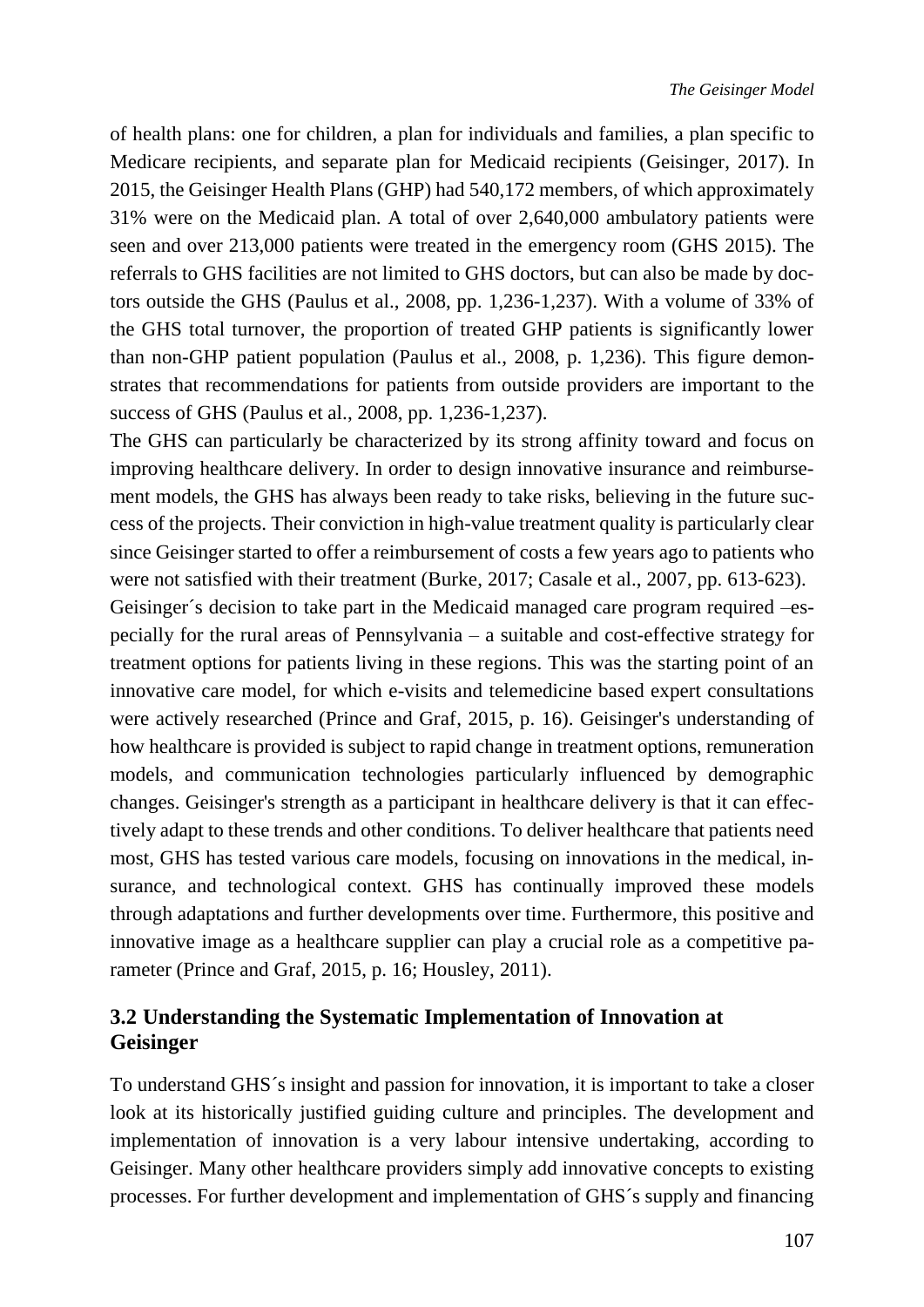of health plans: one for children, a plan for individuals and families, a plan specific to Medicare recipients, and separate plan for Medicaid recipients (Geisinger, 2017). In 2015, the Geisinger Health Plans (GHP) had 540,172 members, of which approximately 31% were on the Medicaid plan. A total of over 2,640,000 ambulatory patients were seen and over 213,000 patients were treated in the emergency room (GHS 2015). The referrals to GHS facilities are not limited to GHS doctors, but can also be made by doctors outside the GHS (Paulus et al., 2008, pp. 1,236-1,237). With a volume of 33% of the GHS total turnover, the proportion of treated GHP patients is significantly lower than non-GHP patient population (Paulus et al., 2008, p. 1,236). This figure demonstrates that recommendations for patients from outside providers are important to the success of GHS (Paulus et al., 2008, pp. 1,236-1,237).

The GHS can particularly be characterized by its strong affinity toward and focus on improving healthcare delivery. In order to design innovative insurance and reimbursement models, the GHS has always been ready to take risks, believing in the future success of the projects. Their conviction in high-value treatment quality is particularly clear since Geisinger started to offer a reimbursement of costs a few years ago to patients who were not satisfied with their treatment (Burke, 2017; Casale et al., 2007, pp. 613-623).

Geisinger´s decision to take part in the Medicaid managed care program required –especially for the rural areas of Pennsylvania – a suitable and cost-effective strategy for treatment options for patients living in these regions. This was the starting point of an innovative care model, for which e-visits and telemedicine based expert consultations were actively researched (Prince and Graf, 2015, p. 16). Geisinger's understanding of how healthcare is provided is subject to rapid change in treatment options, remuneration models, and communication technologies particularly influenced by demographic changes. Geisinger's strength as a participant in healthcare delivery is that it can effectively adapt to these trends and other conditions. To deliver healthcare that patients need most, GHS has tested various care models, focusing on innovations in the medical, insurance, and technological context. GHS has continually improved these models through adaptations and further developments over time. Furthermore, this positive and innovative image as a healthcare supplier can play a crucial role as a competitive parameter (Prince and Graf, 2015, p. 16; Housley, 2011).

## 3.2 Understanding the Systematic Implementation of Innovation at Geisinger

To understand GHS´s insight and passion for innovation, it is important to take a closer look at its historically justified guiding culture and principles. The development and implementation of innovation is a very labour intensive undertaking, according to Geisinger. Many other healthcare providers simply add innovative concepts to existing processes. For further development and implementation of GHS´s supply and financing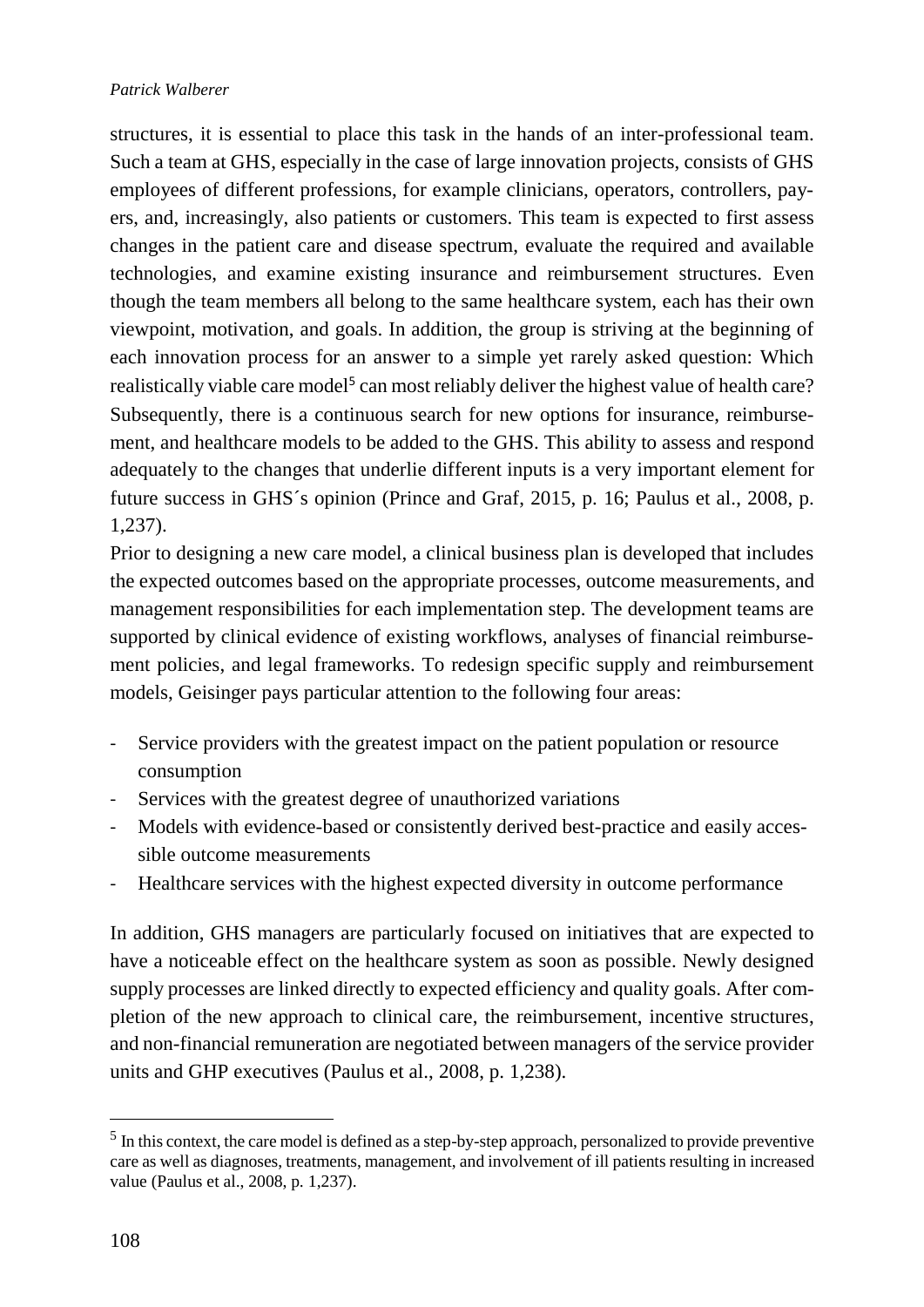structures, it is essential to place this task in the hands of an inter-professional team. Such a team at GHS, especially in the case of large innovation projects, consists of GHS employees of different professions, for example clinicians, operators, controllers, payers, and, increasingly, also patients or customers. This team is expected to first assess changes in the patient care and disease spectrum, evaluate the required and available technologies, and examine existing insurance and reimbursement structures. Even though the team members all belong to the same healthcare system, each has their own viewpoint, motivation, and goals. In addition, the group is striving at the beginning of each innovation process for an answer to a simple yet rarely asked question: Which realistically viable care model[5] can most reliably deliver the highest value of health care? Subsequently, there is a continuous search for new options for insurance, reimbursement, and healthcare models to be added to the GHS. This ability to assess and respond adequately to the changes that underlie different inputs is a very important element for future success in GHS´s opinion (Prince and Graf, 2015, p. 16; Paulus et al., 2008, p. 1,237).

Prior to designing a new care model, a clinical business plan is developed that includes the expected outcomes based on the appropriate processes, outcome measurements, and management responsibilities for each implementation step. The development teams are supported by clinical evidence of existing workflows, analyses of financial reimbursement policies, and legal frameworks. To redesign specific supply and reimbursement models, Geisinger pays particular attention to the following four areas:

- Service providers with the greatest impact on the patient population or resource consumption
- Services with the greatest degree of unauthorized variations
- Models with evidence-based or consistently derived best-practice and easily accessible outcome measurements
- Healthcare services with the highest expected diversity in outcome performance

In addition, GHS managers are particularly focused on initiatives that are expected to have a noticeable effect on the healthcare system as soon as possible. Newly designed supply processes are linked directly to expected efficiency and quality goals. After completion of the new approach to clinical care, the reimbursement, incentive structures, and non-financial remuneration are negotiated between managers of the service provider units and GHP executives (Paulus et al., 2008, p. 1,238).

[5] In this context, the care model is defined as a step-by-step approach, personalized to provide preventive care as well as diagnoses, treatments, management, and involvement of ill patients resulting in increased value (Paulus et al., 2008, p. 1,237).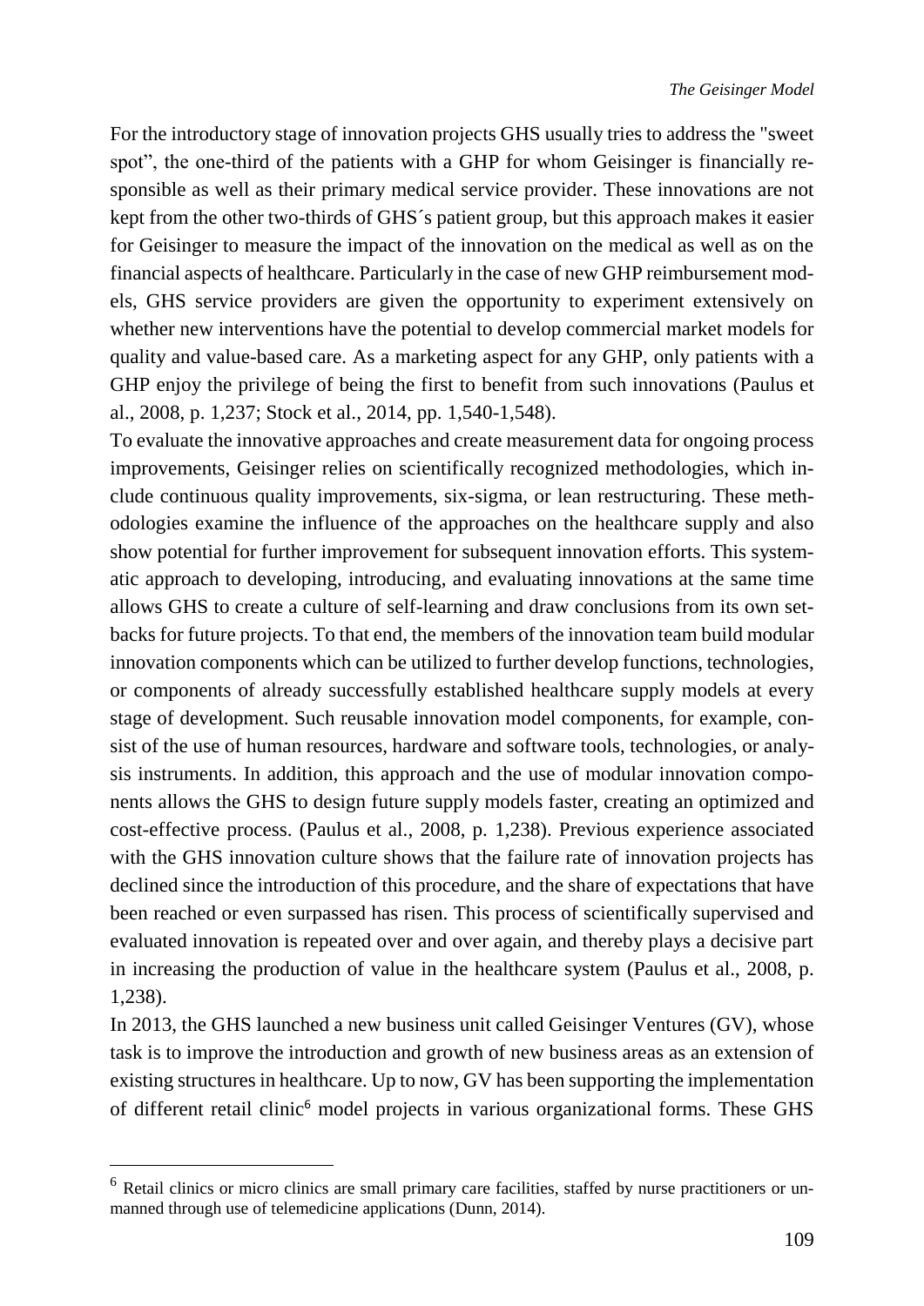For the introductory stage of innovation projects GHS usually tries to address the "sweet spot", the one-third of the patients with a GHP for whom Geisinger is financially responsible as well as their primary medical service provider. These innovations are not kept from the other two-thirds of GHS´s patient group, but this approach makes it easier for Geisinger to measure the impact of the innovation on the medical as well as on the financial aspects of healthcare. Particularly in the case of new GHP reimbursement models, GHS service providers are given the opportunity to experiment extensively on whether new interventions have the potential to develop commercial market models for quality and value-based care. As a marketing aspect for any GHP, only patients with a GHP enjoy the privilege of being the first to benefit from such innovations (Paulus et al., 2008, p. 1,237; Stock et al., 2014, pp. 1,540-1,548).

To evaluate the innovative approaches and create measurement data for ongoing process improvements, Geisinger relies on scientifically recognized methodologies, which include continuous quality improvements, six-sigma, or lean restructuring. These methodologies examine the influence of the approaches on the healthcare supply and also show potential for further improvement for subsequent innovation efforts. This systematic approach to developing, introducing, and evaluating innovations at the same time allows GHS to create a culture of self-learning and draw conclusions from its own setbacks for future projects. To that end, the members of the innovation team build modular innovation components which can be utilized to further develop functions, technologies, or components of already successfully established healthcare supply models at every stage of development. Such reusable innovation model components, for example, consist of the use of human resources, hardware and software tools, technologies, or analysis instruments. In addition, this approach and the use of modular innovation components allows the GHS to design future supply models faster, creating an optimized and cost-effective process. (Paulus et al., 2008, p. 1,238). Previous experience associated with the GHS innovation culture shows that the failure rate of innovation projects has declined since the introduction of this procedure, and the share of expectations that have been reached or even surpassed has risen. This process of scientifically supervised and evaluated innovation is repeated over and over again, and thereby plays a decisive part in increasing the production of value in the healthcare system (Paulus et al., 2008, p. 1,238).

In 2013, the GHS launched a new business unit called Geisinger Ventures (GV), whose task is to improve the introduction and growth of new business areas as an extension of existing structures in healthcare. Up to now, GV has been supporting the implementation of different retail clinic[6] model projects in various organizational forms. These GHS

---

[6] Retail clinics or micro clinics are small primary care facilities, staffed by nurse practitioners or unmanned through use of telemedicine applications (Dunn, 2014).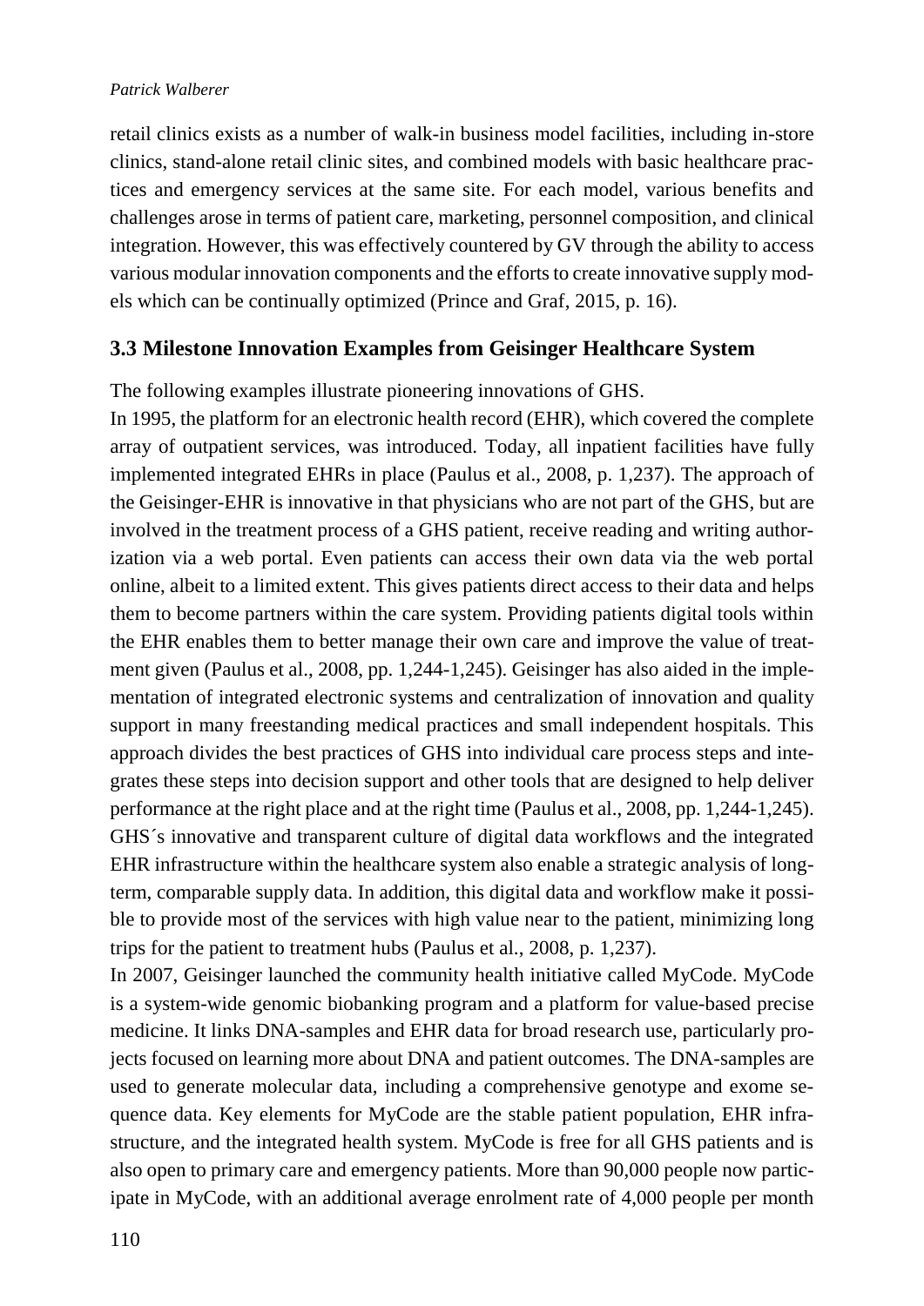retail clinics exists as a number of walk-in business model facilities, including in-store clinics, stand-alone retail clinic sites, and combined models with basic healthcare practices and emergency services at the same site. For each model, various benefits and challenges arose in terms of patient care, marketing, personnel composition, and clinical integration. However, this was effectively countered by GV through the ability to access various modular innovation components and the efforts to create innovative supply models which can be continually optimized (Prince and Graf, 2015, p. 16).

### 3.3 Milestone Innovation Examples from Geisinger Healthcare System

The following examples illustrate pioneering innovations of GHS.

In 1995, the platform for an electronic health record (EHR), which covered the complete array of outpatient services, was introduced. Today, all inpatient facilities have fully implemented integrated EHRs in place (Paulus et al., 2008, p. 1,237). The approach of the Geisinger-EHR is innovative in that physicians who are not part of the GHS, but are involved in the treatment process of a GHS patient, receive reading and writing authorization via a web portal. Even patients can access their own data via the web portal online, albeit to a limited extent. This gives patients direct access to their data and helps them to become partners within the care system. Providing patients digital tools within the EHR enables them to better manage their own care and improve the value of treatment given (Paulus et al., 2008, pp. 1,244-1,245). Geisinger has also aided in the implementation of integrated electronic systems and centralization of innovation and quality support in many freestanding medical practices and small independent hospitals. This approach divides the best practices of GHS into individual care process steps and integrates these steps into decision support and other tools that are designed to help deliver performance at the right place and at the right time (Paulus et al., 2008, pp. 1,244-1,245). GHS´s innovative and transparent culture of digital data workflows and the integrated EHR infrastructure within the healthcare system also enable a strategic analysis of long-term, comparable supply data. In addition, this digital data and workflow make it possible to provide most of the services with high value near to the patient, minimizing long trips for the patient to treatment hubs (Paulus et al., 2008, p. 1,237).

In 2007, Geisinger launched the community health initiative called MyCode. MyCode is a system-wide genomic biobanking program and a platform for value-based precise medicine. It links DNA-samples and EHR data for broad research use, particularly projects focused on learning more about DNA and patient outcomes. The DNA-samples are used to generate molecular data, including a comprehensive genotype and exome sequence data. Key elements for MyCode are the stable patient population, EHR infrastructure, and the integrated health system. MyCode is free for all GHS patients and is also open to primary care and emergency patients. More than 90,000 people now participate in MyCode, with an additional average enrolment rate of 4,000 people per month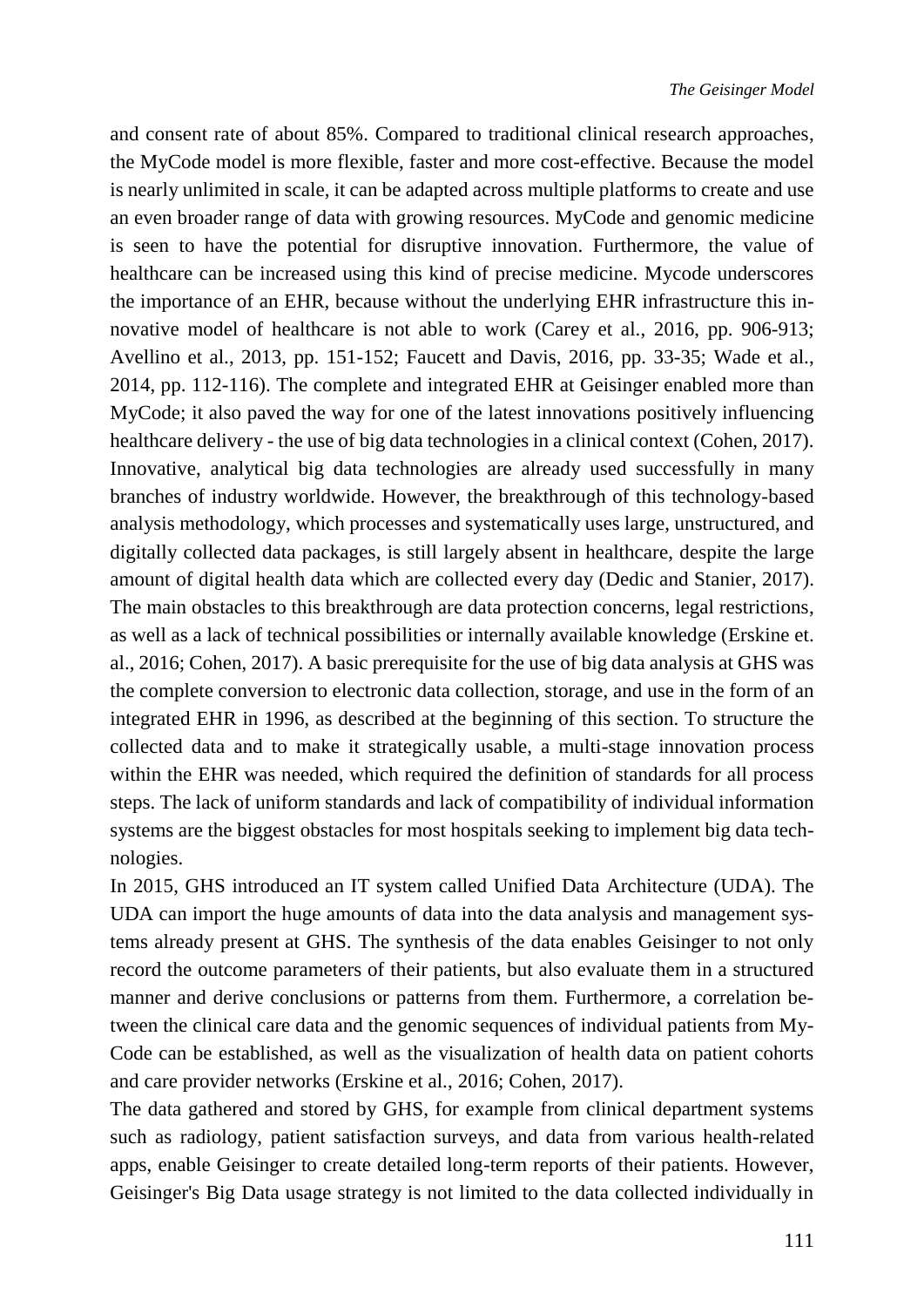and consent rate of about 85%. Compared to traditional clinical research approaches, the MyCode model is more flexible, faster and more cost-effective. Because the model is nearly unlimited in scale, it can be adapted across multiple platforms to create and use an even broader range of data with growing resources. MyCode and genomic medicine is seen to have the potential for disruptive innovation. Furthermore, the value of healthcare can be increased using this kind of precise medicine. Mycode underscores the importance of an EHR, because without the underlying EHR infrastructure this innovative model of healthcare is not able to work (Carey et al., 2016, pp. 906-913; Avellino et al., 2013, pp. 151-152; Faucett and Davis, 2016, pp. 33-35; Wade et al., 2014, pp. 112-116). The complete and integrated EHR at Geisinger enabled more than MyCode; it also paved the way for one of the latest innovations positively influencing healthcare delivery - the use of big data technologies in a clinical context (Cohen, 2017). Innovative, analytical big data technologies are already used successfully in many branches of industry worldwide. However, the breakthrough of this technology-based analysis methodology, which processes and systematically uses large, unstructured, and digitally collected data packages, is still largely absent in healthcare, despite the large amount of digital health data which are collected every day (Dedic and Stanier, 2017). The main obstacles to this breakthrough are data protection concerns, legal restrictions, as well as a lack of technical possibilities or internally available knowledge (Erskine et. al., 2016; Cohen, 2017). A basic prerequisite for the use of big data analysis at GHS was the complete conversion to electronic data collection, storage, and use in the form of an integrated EHR in 1996, as described at the beginning of this section. To structure the collected data and to make it strategically usable, a multi-stage innovation process within the EHR was needed, which required the definition of standards for all process steps. The lack of uniform standards and lack of compatibility of individual information systems are the biggest obstacles for most hospitals seeking to implement big data technologies.

In 2015, GHS introduced an IT system called Unified Data Architecture (UDA). The UDA can import the huge amounts of data into the data analysis and management systems already present at GHS. The synthesis of the data enables Geisinger to not only record the outcome parameters of their patients, but also evaluate them in a structured manner and derive conclusions or patterns from them. Furthermore, a correlation between the clinical care data and the genomic sequences of individual patients from MyCode can be established, as well as the visualization of health data on patient cohorts and care provider networks (Erskine et al., 2016; Cohen, 2017).

The data gathered and stored by GHS, for example from clinical department systems such as radiology, patient satisfaction surveys, and data from various health-related apps, enable Geisinger to create detailed long-term reports of their patients. However, Geisinger's Big Data usage strategy is not limited to the data collected individually in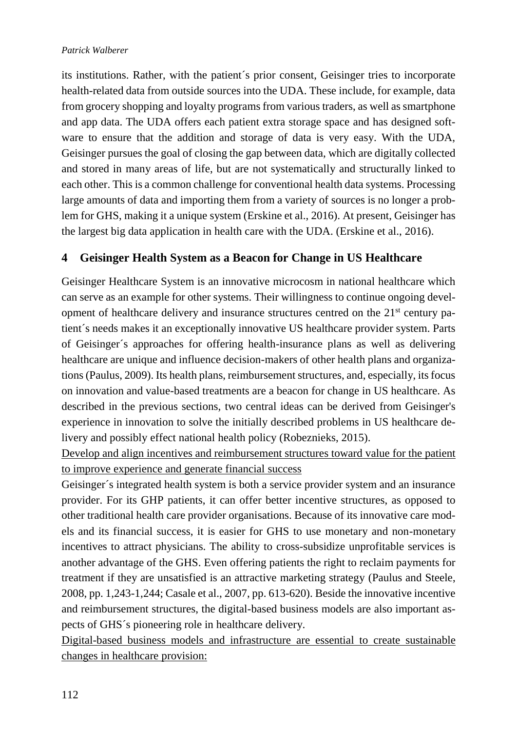its institutions. Rather, with the patient´s prior consent, Geisinger tries to incorporate health-related data from outside sources into the UDA. These include, for example, data from grocery shopping and loyalty programs from various traders, as well as smartphone and app data. The UDA offers each patient extra storage space and has designed software to ensure that the addition and storage of data is very easy. With the UDA, Geisinger pursues the goal of closing the gap between data, which are digitally collected and stored in many areas of life, but are not systematically and structurally linked to each other. This is a common challenge for conventional health data systems. Processing large amounts of data and importing them from a variety of sources is no longer a problem for GHS, making it a unique system (Erskine et al., 2016). At present, Geisinger has the largest big data application in health care with the UDA. (Erskine et al., 2016).

## 4 Geisinger Health System as a Beacon for Change in US Healthcare

Geisinger Healthcare System is an innovative microcosm in national healthcare which can serve as an example for other systems. Their willingness to continue ongoing development of healthcare delivery and insurance structures centred on the 21st century patient´s needs makes it an exceptionally innovative US healthcare provider system. Parts of Geisinger´s approaches for offering health-insurance plans as well as delivering healthcare are unique and influence decision-makers of other health plans and organizations (Paulus, 2009). Its health plans, reimbursement structures, and, especially, its focus on innovation and value-based treatments are a beacon for change in US healthcare. As described in the previous sections, two central ideas can be derived from Geisinger's experience in innovation to solve the initially described problems in US healthcare delivery and possibly effect national health policy (Robeznieks, 2015).

<u>Develop and align incentives and reimbursement structures toward value for the patient to improve experience and generate financial success</u>

Geisinger´s integrated health system is both a service provider system and an insurance provider. For its GHP patients, it can offer better incentive structures, as opposed to other traditional health care provider organisations. Because of its innovative care models and its financial success, it is easier for GHS to use monetary and non-monetary incentives to attract physicians. The ability to cross-subsidize unprofitable services is another advantage of the GHS. Even offering patients the right to reclaim payments for treatment if they are unsatisfied is an attractive marketing strategy (Paulus and Steele, 2008, pp. 1,243-1,244; Casale et al., 2007, pp. 613-620). Beside the innovative incentive and reimbursement structures, the digital-based business models are also important aspects of GHS´s pioneering role in healthcare delivery.

<u>Digital-based business models and infrastructure are essential to create sustainable changes in healthcare provision:</u>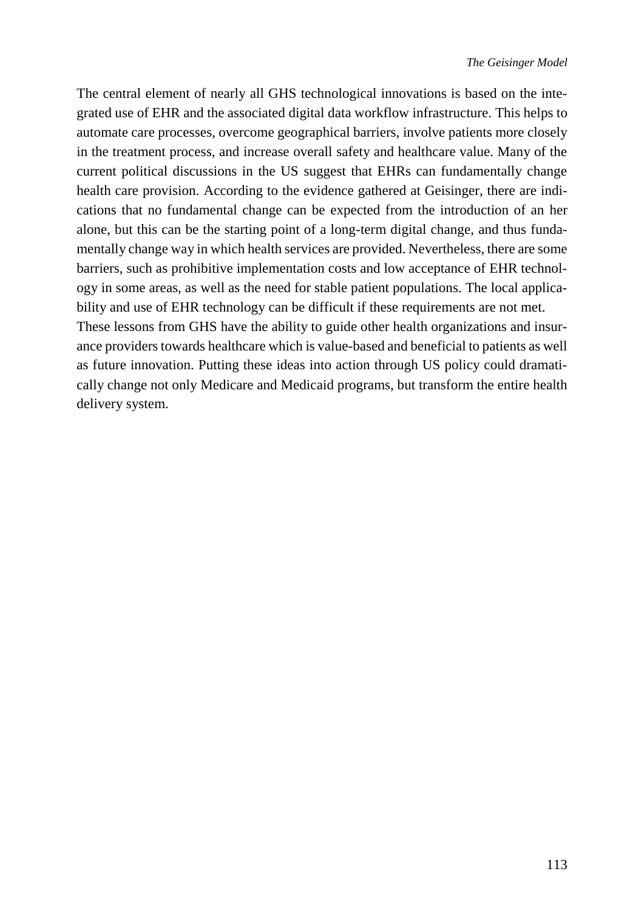The central element of nearly all GHS technological innovations is based on the integrated use of EHR and the associated digital data workflow infrastructure. This helps to automate care processes, overcome geographical barriers, involve patients more closely in the treatment process, and increase overall safety and healthcare value. Many of the current political discussions in the US suggest that EHRs can fundamentally change health care provision. According to the evidence gathered at Geisinger, there are indications that no fundamental change can be expected from the introduction of an her alone, but this can be the starting point of a long-term digital change, and thus fundamentally change way in which health services are provided. Nevertheless, there are some barriers, such as prohibitive implementation costs and low acceptance of EHR technology in some areas, as well as the need for stable patient populations. The local applicability and use of EHR technology can be difficult if these requirements are not met.

These lessons from GHS have the ability to guide other health organizations and insurance providers towards healthcare which is value-based and beneficial to patients as well as future innovation. Putting these ideas into action through US policy could dramatically change not only Medicare and Medicaid programs, but transform the entire health delivery system.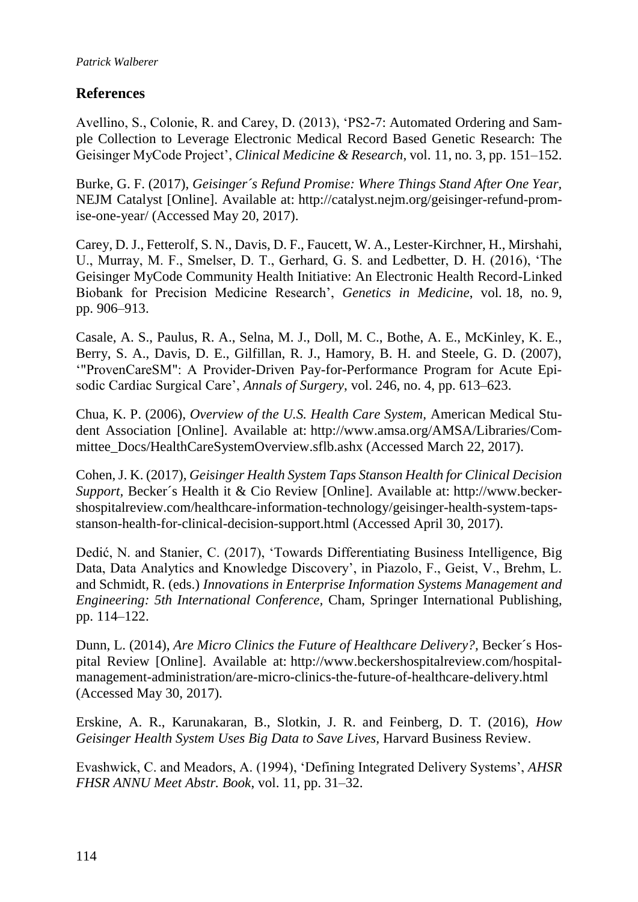## References

Avellino, S., Colonie, R. and Carey, D. (2013), 'PS2-7: Automated Ordering and Sample Collection to Leverage Electronic Medical Record Based Genetic Research: The Geisinger MyCode Project', *Clinical Medicine & Research*, vol. 11, no. 3, pp. 151–152.

Burke, G. F. (2017), *Geisinger´s Refund Promise: Where Things Stand After One Year*, NEJM Catalyst [Online]. Available at: http://catalyst.nejm.org/geisinger-refund-promise-one-year/ (Accessed May 20, 2017).

Carey, D. J., Fetterolf, S. N., Davis, D. F., Faucett, W. A., Lester-Kirchner, H., Mirshahi, U., Murray, M. F., Smelser, D. T., Gerhard, G. S. and Ledbetter, D. H. (2016), 'The Geisinger MyCode Community Health Initiative: An Electronic Health Record-Linked Biobank for Precision Medicine Research', *Genetics in Medicine*, vol. 18, no. 9, pp. 906–913.

Casale, A. S., Paulus, R. A., Selna, M. J., Doll, M. C., Bothe, A. E., McKinley, K. E., Berry, S. A., Davis, D. E., Gilfillan, R. J., Hamory, B. H. and Steele, G. D. (2007), '"ProvenCareSM": A Provider-Driven Pay-for-Performance Program for Acute Episodic Cardiac Surgical Care', *Annals of Surgery*, vol. 246, no. 4, pp. 613–623.

Chua, K. P. (2006), *Overview of the U.S. Health Care System*, American Medical Student Association [Online]. Available at: http://www.amsa.org/AMSA/Libraries/Committee_Docs/HealthCareSystemOverview.sflb.ashx (Accessed March 22, 2017).

Cohen, J. K. (2017), *Geisinger Health System Taps Stanson Health for Clinical Decision Support*, Becker´s Health it & Cio Review [Online]. Available at: http://www.beckershospitalreview.com/healthcare-information-technology/geisinger-health-system-taps-stanson-health-for-clinical-decision-support.html (Accessed April 30, 2017).

Dedić, N. and Stanier, C. (2017), 'Towards Differentiating Business Intelligence, Big Data, Data Analytics and Knowledge Discovery', in Piazolo, F., Geist, V., Brehm, L. and Schmidt, R. (eds.) *Innovations in Enterprise Information Systems Management and Engineering: 5th International Conference*, Cham, Springer International Publishing, pp. 114–122.

Dunn, L. (2014), *Are Micro Clinics the Future of Healthcare Delivery?*, Becker´s Hospital Review [Online]. Available at: http://www.beckershospitalreview.com/hospital-management-administration/are-micro-clinics-the-future-of-healthcare-delivery.html (Accessed May 30, 2017).

Erskine, A. R., Karunakaran, B., Slotkin, J. R. and Feinberg, D. T. (2016), *How Geisinger Health System Uses Big Data to Save Lives*, Harvard Business Review.

Evashwick, C. and Meadors, A. (1994), 'Defining Integrated Delivery Systems', *AHSR FHSR ANNU Meet Abstr. Book*, vol. 11, pp. 31–32.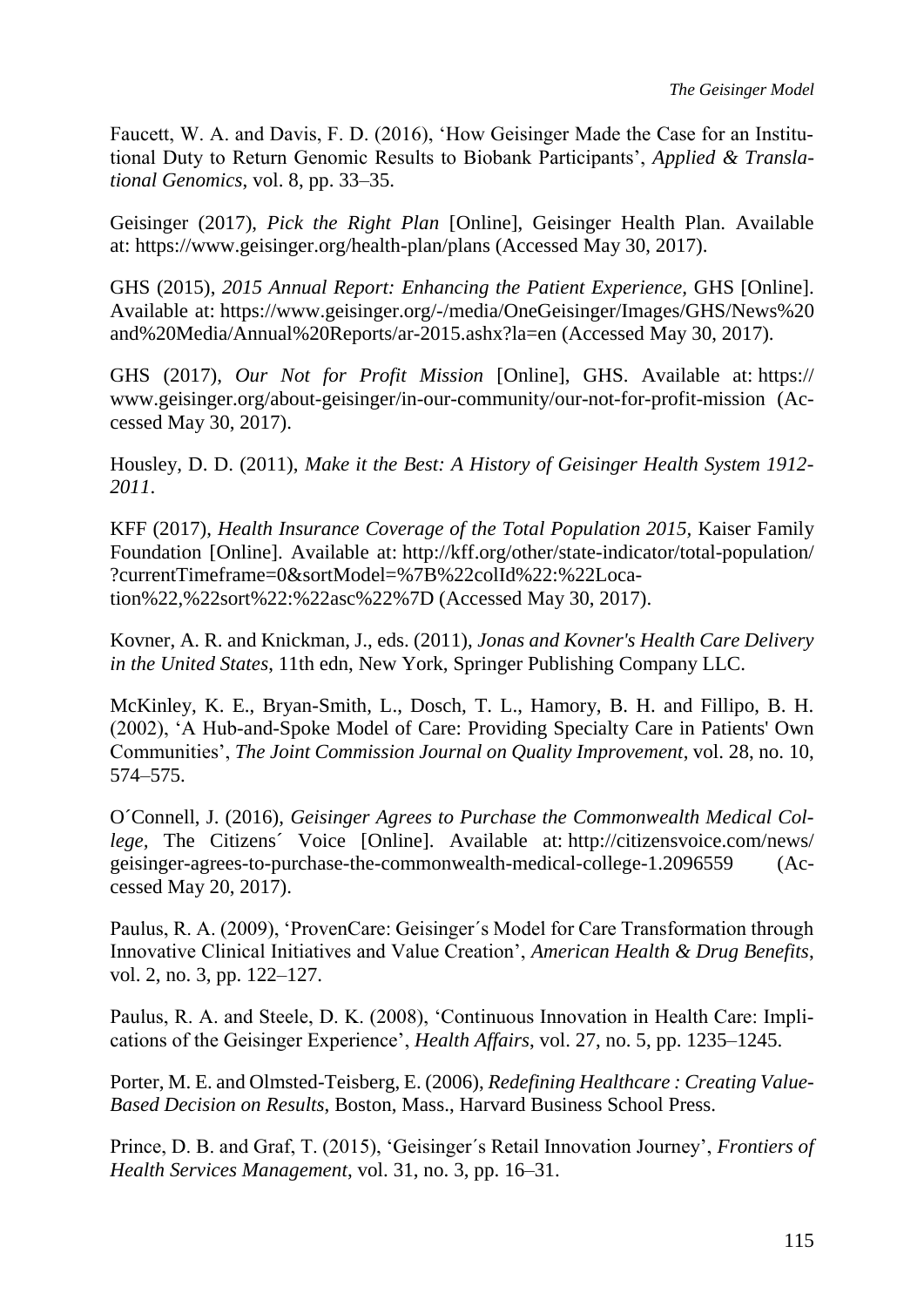Faucett, W. A. and Davis, F. D. (2016), 'How Geisinger Made the Case for an Institutional Duty to Return Genomic Results to Biobank Participants', *Applied & Translational Genomics*, vol. 8, pp. 33–35.

Geisinger (2017), *Pick the Right Plan* [Online], Geisinger Health Plan. Available at: https://www.geisinger.org/health-plan/plans (Accessed May 30, 2017).

GHS (2015), *2015 Annual Report: Enhancing the Patient Experience*, GHS [Online]. Available at: https://www.geisinger.org/-/media/OneGeisinger/Images/GHS/News%20and%20Media/Annual%20Reports/ar-2015.ashx?la=en (Accessed May 30, 2017).

GHS (2017), *Our Not for Profit Mission* [Online], GHS. Available at: https://www.geisinger.org/about-geisinger/in-our-community/our-not-for-profit-mission (Accessed May 30, 2017).

Housley, D. D. (2011), *Make it the Best: A History of Geisinger Health System 1912-2011*.

KFF (2017), *Health Insurance Coverage of the Total Population 2015*, Kaiser Family Foundation [Online]. Available at: http://kff.org/other/state-indicator/total-population/?currentTimeframe=0&sortModel=%7B%22colId%22:%22Location%22,%22sort%22:%22asc%22%7D (Accessed May 30, 2017).

Kovner, A. R. and Knickman, J., eds. (2011), *Jonas and Kovner's Health Care Delivery in the United States*, 11th edn, New York, Springer Publishing Company LLC.

McKinley, K. E., Bryan-Smith, L., Dosch, T. L., Hamory, B. H. and Fillipo, B. H. (2002), 'A Hub-and-Spoke Model of Care: Providing Specialty Care in Patients' Own Communities', *The Joint Commission Journal on Quality Improvement*, vol. 28, no. 10, 574–575.

O´Connell, J. (2016), *Geisinger Agrees to Purchase the Commonwealth Medical College*, The Citizens´ Voice [Online]. Available at: http://citizensvoice.com/news/geisinger-agrees-to-purchase-the-commonwealth-medical-college-1.2096559 (Accessed May 20, 2017).

Paulus, R. A. (2009), 'ProvenCare: Geisinger´s Model for Care Transformation through Innovative Clinical Initiatives and Value Creation', *American Health & Drug Benefits*, vol. 2, no. 3, pp. 122–127.

Paulus, R. A. and Steele, D. K. (2008), 'Continuous Innovation in Health Care: Implications of the Geisinger Experience', *Health Affairs*, vol. 27, no. 5, pp. 1235–1245.

Porter, M. E. and Olmsted-Teisberg, E. (2006), *Redefining Healthcare : Creating Value-Based Decision on Results*, Boston, Mass., Harvard Business School Press.

Prince, D. B. and Graf, T. (2015), 'Geisinger´s Retail Innovation Journey', *Frontiers of Health Services Management*, vol. 31, no. 3, pp. 16–31.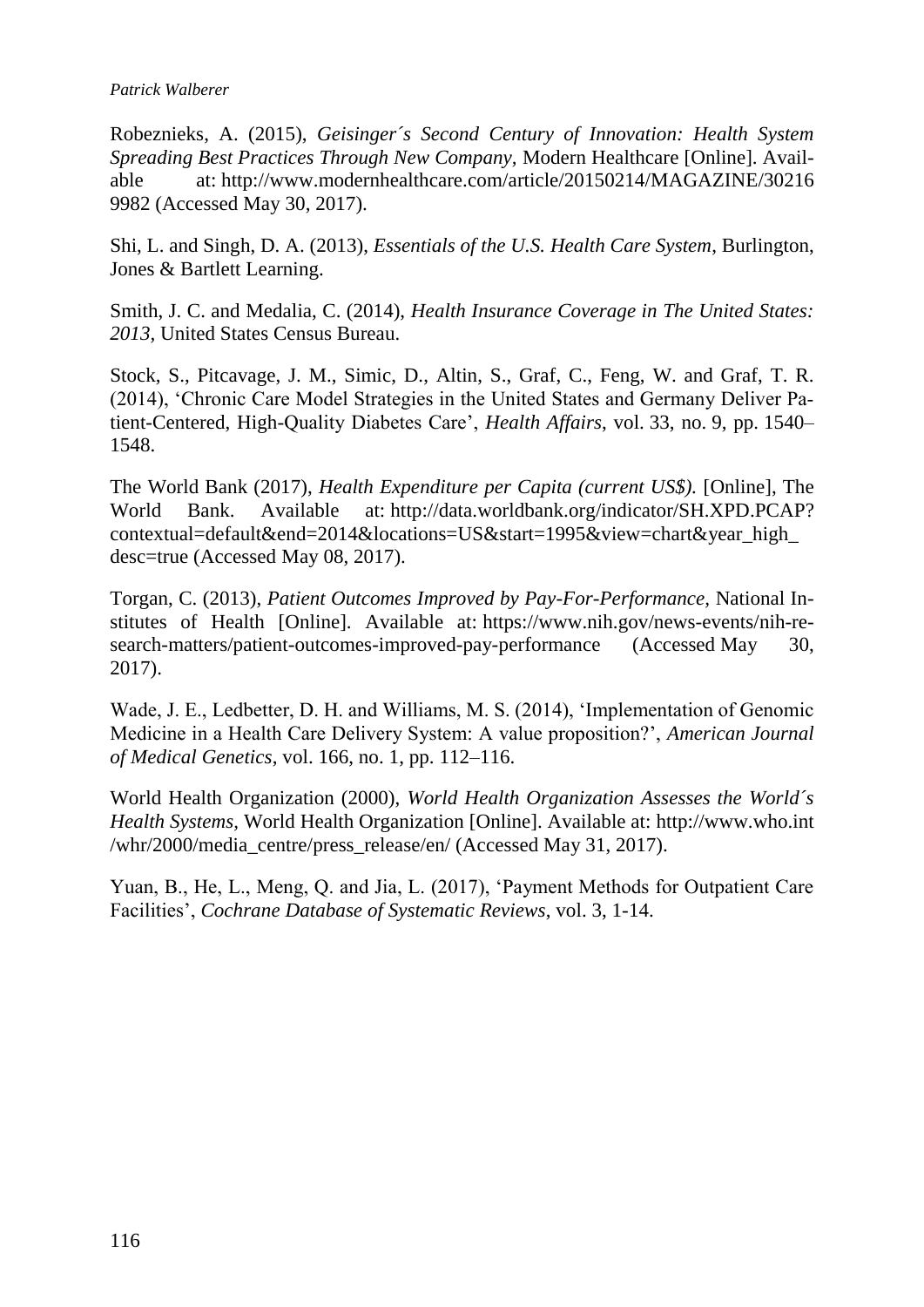Robeznieks, A. (2015), *Geisinger´s Second Century of Innovation: Health System Spreading Best Practices Through New Company*, Modern Healthcare [Online]. Available at: http://www.modernhealthcare.com/article/20150214/MAGAZINE/302169982 (Accessed May 30, 2017).

Shi, L. and Singh, D. A. (2013), *Essentials of the U.S. Health Care System*, Burlington, Jones & Bartlett Learning.

Smith, J. C. and Medalia, C. (2014), *Health Insurance Coverage in The United States: 2013*, United States Census Bureau.

Stock, S., Pitcavage, J. M., Simic, D., Altin, S., Graf, C., Feng, W. and Graf, T. R. (2014), 'Chronic Care Model Strategies in the United States and Germany Deliver Patient-Centered, High-Quality Diabetes Care', *Health Affairs*, vol. 33, no. 9, pp. 1540–1548.

The World Bank (2017), *Health Expenditure per Capita (current US$)*. [Online], The World Bank. Available at: http://data.worldbank.org/indicator/SH.XPD.PCAP?contextual=default&end=2014&locations=US&start=1995&view=chart&year_high_desc=true (Accessed May 08, 2017).

Torgan, C. (2013), *Patient Outcomes Improved by Pay-For-Performance*, National Institutes of Health [Online]. Available at: https://www.nih.gov/news-events/nih-research-matters/patient-outcomes-improved-pay-performance (Accessed May 30, 2017).

Wade, J. E., Ledbetter, D. H. and Williams, M. S. (2014), 'Implementation of Genomic Medicine in a Health Care Delivery System: A value proposition?', *American Journal of Medical Genetics*, vol. 166, no. 1, pp. 112–116.

World Health Organization (2000), *World Health Organization Assesses the World´s Health Systems*, World Health Organization [Online]. Available at: http://www.who.int/whr/2000/media_centre/press_release/en/ (Accessed May 31, 2017).

Yuan, B., He, L., Meng, Q. and Jia, L. (2017), 'Payment Methods for Outpatient Care Facilities', *Cochrane Database of Systematic Reviews*, vol. 3, 1-14.